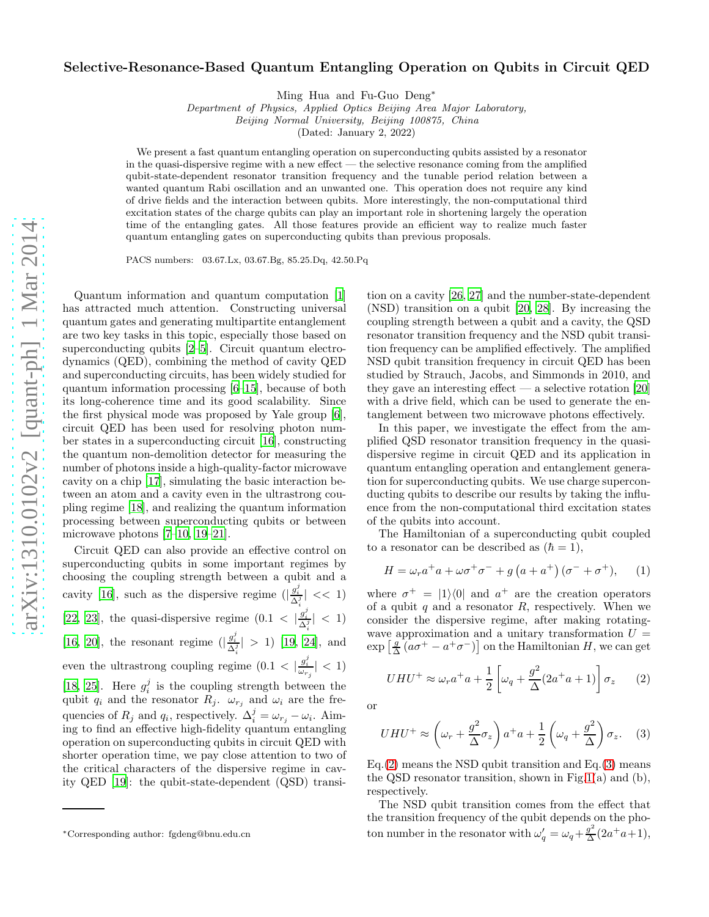# Selective-Resonance-Based Quantum Entangling Operation on Qubits in Circuit QED

Ming Hua and Fu-Guo Deng*

*Department of Physics, Applied Optics Beijing Area Major Laboratory, Beijing Normal University, Beijing 100875, China*

(Dated: January 2, 2022)

We present a fast quantum entangling operation on superconducting qubits assisted by a resonator in the quasi-dispersive regime with a new effect — the selective resonance coming from the amplified qubit-state-dependent resonator transition frequency and the tunable period relation between a wanted quantum Rabi oscillation and an unwanted one. This operation does not require any kind of drive fields and the interaction between qubits. More interestingly, the non-computational third excitation states of the charge qubits can play an important role in shortening largely the operation time of the entangling gates. All those features provide an efficient way to realize much faster quantum entangling gates on superconducting qubits than previous proposals.

PACS numbers: 03.67.Lx, 03.67.Bg, 85.25.Dq, 42.50.Pq

Quantum information and quantum computation [1] has attracted much attention. Constructing universal quantum gates and generating multipartite entanglement are two key tasks in this topic, especially those based on superconducting qubits [2–5]. Circuit quantum electrodynamics (QED), combining the method of cavity QED and superconducting circuits, has been widely studied for quantum information processing [6–15], because of both its long-coherence time and its good scalability. Since the first physical mode was proposed by Yale group [6], circuit QED has been used for resolving photon number states in a superconducting circuit [16], constructing the quantum non-demolition detector for measuring the number of photons inside a high-quality-factor microwave cavity on a chip [17], simulating the basic interaction between an atom and a cavity even in the ultrastrong coupling regime [18], and realizing the quantum information processing between superconducting qubits or between microwave photons [7–10, 19–21].

Circuit QED can also provide an effective control on superconducting qubits in some important regimes by choosing the coupling strength between a qubit and a cavity [16], such as the dispersive regime ($|\frac{g_i^j}{\Delta_i^j}| << 1$) [22, 23], the quasi-dispersive regime ($0.1 < |\frac{g_i^j}{\Delta_i^j}| < 1$) [16, 20], the resonant regime ($|\frac{g_i^j}{\Delta_i^j}| > 1$) [19, 24], and even the ultrastrong coupling regime ($0.1 < |\frac{g_i^j}{\omega_{r_j}}| < 1$) [18, 25]. Here $g_i^j$ is the coupling strength between the qubit $q_i$ and the resonator $R_j$. $\omega_{r_j}$ and $\omega_i$ are the frequencies of $R_j$ and $q_i$, respectively. $\Delta_i^j = \omega_{r_j} - \omega_i$. Aiming to find an effective high-fidelity quantum entangling operation on superconducting qubits in circuit QED with shorter operation time, we pay close attention to two of the critical characters of the dispersive regime in cavity QED [19]: the qubit-state-dependent (QSD) transition on a cavity [26, 27] and the number-state-dependent (NSD) transition on a qubit [20, 28]. By increasing the coupling strength between a qubit and a cavity, the QSD resonator transition frequency and the NSD qubit transition frequency can be amplified effectively. The amplified NSD qubit transition frequency in circuit QED has been studied by Strauch, Jacobs, and Simmonds in 2010, and they gave an interesting effect — a selective rotation [20] with a drive field, which can be used to generate the entanglement between two microwave photons effectively.

In this paper, we investigate the effect from the amplified QSD resonator transition frequency in the quasi-dispersive regime in circuit QED and its application in quantum entangling operation and entanglement generation for superconducting qubits. We use charge superconducting qubits to describe our results by taking the influence from the non-computational third excitation states of the qubits into account.

The Hamiltonian of a superconducting qubit coupled to a resonator can be described as ($\hbar = 1$),

$$H = \omega_r a^+ a + \omega \sigma^+ \sigma^- + g\left(a + a^+\right)(\sigma^- + \sigma^+), \qquad (1)$$

where $\sigma^+ = |1\rangle\langle 0|$ and $a^+$ are the creation operators of a qubit $q$ and a resonator $R$, respectively. When we consider the dispersive regime, after making rotating-wave approximation and a unitary transformation $U = \exp\left[\frac{g}{\Delta}\left(a\sigma^+ - a^+\sigma^-\right)\right]$ on the Hamiltonian $H$, we can get

$$UHU^+ \approx \omega_r a^+ a + \frac{1}{2}\left[\omega_q + \frac{g^2}{\Delta}(2a^+a + 1)\right]\sigma_z \qquad (2)$$

or

$$UHU^+ \approx \left(\omega_r + \frac{g^2}{\Delta}\sigma_z\right)a^+a + \frac{1}{2}\left(\omega_q + \frac{g^2}{\Delta}\right)\sigma_z. \qquad (3)$$

Eq.(2) means the NSD qubit transition and Eq.(3) means the QSD resonator transition, shown in Fig.1(a) and (b), respectively.

The NSD qubit transition comes from the effect that the transition frequency of the qubit depends on the photon number in the resonator with $\omega_q' = \omega_q + \frac{g^2}{\Delta}(2a^+a+1)$,

*Corresponding author: fgdeng@bnu.edu.cn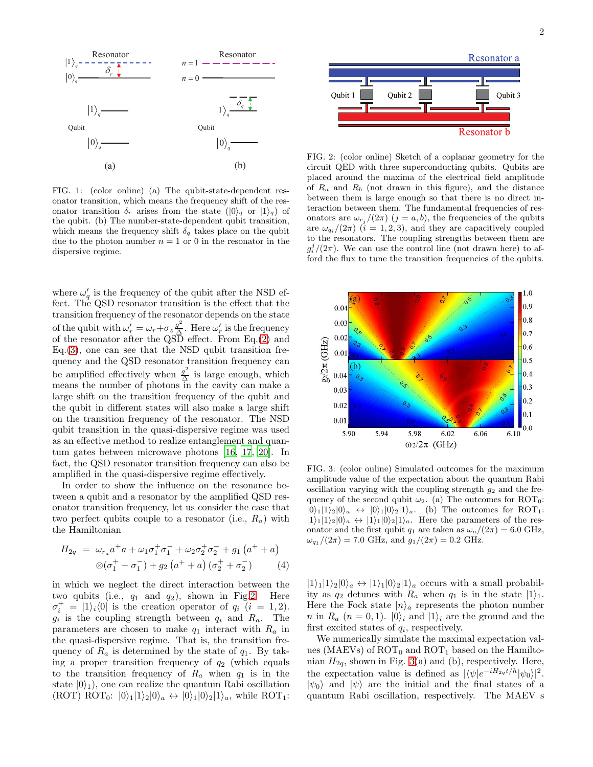FIG. 1: (color online) (a) The qubit-state-dependent resonator transition, which means the frequency shift of the resonator transition $\delta_r$ arises from the state ($|0\rangle_q$ or $|1\rangle_q$) of the qubit. (b) The number-state-dependent qubit transition, which means the frequency shift $\delta_q$ takes place on the qubit due to the photon number $n = 1$ or $0$ in the resonator in the dispersive regime.

FIG. 2: (color online) Sketch of a coplanar geometry for the circuit QED with three superconducting qubits. Qubits are placed around the maxima of the electrical field amplitude of $R_a$ and $R_b$ (not drawn in this figure), and the distance between them is large enough so that there is no direct interaction between them. The fundamental frequencies of resonators are $\omega_{r_j}/(2\pi)$ $(j = a, b)$, the frequencies of the qubits are $\omega_{q_i}/(2\pi)$ $(i = 1, 2, 3)$, and they are capacitively coupled to the resonators. The coupling strengths between them are $g_i^j/(2\pi)$. We can use the control line (not drawn here) to afford the flux to tune the transition frequencies of the qubits.

where $\omega'_q$ is the frequency of the qubit after the NSD effect. The QSD resonator transition is the effect that the transition frequency of the resonator depends on the state of the qubit with $\omega'_r = \omega_r + \sigma_z \frac{g^2}{\Delta}$. Here $\omega'_r$ is the frequency of the resonator after the QSD effect. From Eq.(2) and Eq.(3), one can see that the NSD qubit transition frequency and the QSD resonator transition frequency can be amplified effectively when $\frac{g^2}{\Delta}$ is large enough, which means the number of photons in the cavity can make a large shift on the transition frequency of the qubit and the qubit in different states will also make a large shift on the transition frequency of the resonator. The NSD qubit transition in the quasi-dispersive regime was used as an effective method to realize entanglement and quantum gates between microwave photons [16, 17, 20]. In fact, the QSD resonator transition frequency can also be amplified in the quasi-dispersive regime effectively.

In order to show the influence on the resonance between a qubit and a resonator by the amplified QSD resonator transition frequency, let us consider the case that two perfect qubits couple to a resonator (i.e., $R_a$) with the Hamiltonian

$$H_{2q} = \omega_{r_a} a^+ a + \omega_1 \sigma_1^+ \sigma_1^- + \omega_2 \sigma_2^+ \sigma_2^- + g_1 \left(a^+ + a\right) \otimes (\sigma_1^+ + \sigma_1^-) + g_2 \left(a^+ + a\right) (\sigma_2^+ + \sigma_2^-) \quad (4)$$

in which we neglect the direct interaction between the two qubits (i.e., $q_1$ and $q_2$), shown in Fig.2. Here $\sigma_i^+ = |1\rangle_i\langle 0|$ is the creation operator of $q_i$ $(i = 1, 2)$. $g_i$ is the coupling strength between $q_i$ and $R_a$. The parameters are chosen to make $q_1$ interact with $R_a$ in the quasi-dispersive regime. That is, the transition frequency of $R_a$ is determined by the state of $q_1$. By taking a proper transition frequency of $q_2$ (which equals to the transition frequency of $R_a$ when $q_1$ is in the state $|0\rangle_1$), one can realize the quantum Rabi oscillation (ROT) ROT$_0$: $|0\rangle_1|1\rangle_2|0\rangle_a \leftrightarrow |0\rangle_1|0\rangle_2|1\rangle_a$, while ROT$_1$: $|1\rangle_1|1\rangle_2|0\rangle_a \leftrightarrow |1\rangle_1|0\rangle_2|1\rangle_a$ occurs with a small probability as $q_2$ detunes with $R_a$ when $q_1$ is in the state $|1\rangle_1$. Here the Fock state $|n\rangle_a$ represents the photon number $n$ in $R_a$ $(n = 0, 1)$. $|0\rangle_i$ and $|1\rangle_i$ are the ground and the first excited states of $q_i$, respectively.

FIG. 3: (color online) Simulated outcomes for the maximum amplitude value of the expectation about the quantum Rabi oscillation varying with the coupling strength $g_2$ and the frequency of the second qubit $\omega_2$. (a) The outcomes for ROT$_0$: $|0\rangle_1|1\rangle_2|0\rangle_a \leftrightarrow |0\rangle_1|0\rangle_2|1\rangle_a$. (b) The outcomes for ROT$_1$: $|1\rangle_1|1\rangle_2|0\rangle_a \leftrightarrow |1\rangle_1|0\rangle_2|1\rangle_a$. Here the parameters of the resonator and the first qubit $q_1$ are taken as $\omega_a/(2\pi) = 6.0$ GHz, $\omega_{q_1}/(2\pi) = 7.0$ GHz, and $g_1/(2\pi) = 0.2$ GHz.

We numerically simulate the maximal expectation values (MAEVs) of ROT$_0$ and ROT$_1$ based on the Hamiltonian $H_{2q}$, shown in Fig. 3(a) and (b), respectively. Here, the expectation value is defined as $|\langle\psi|e^{-iH_{2q}t/\hbar}|\psi_0\rangle|^2$. $|\psi_0\rangle$ and $|\psi\rangle$ are the initial and the final states of a quantum Rabi oscillation, respectively. The MAEV s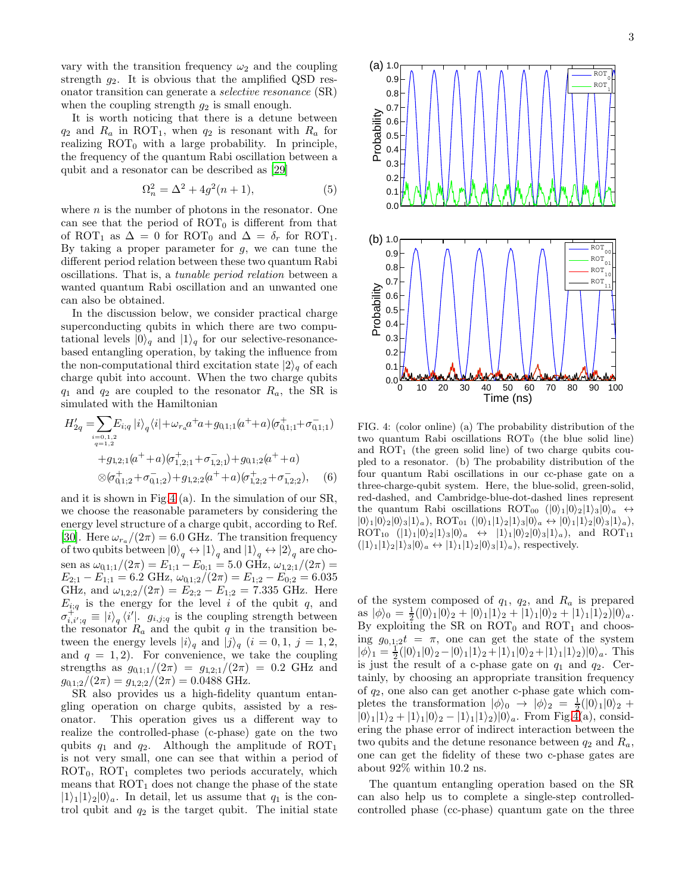vary with the transition frequency $\omega_2$ and the coupling strength $g_2$. It is obvious that the amplified QSD resonator transition can generate a *selective resonance* (SR) when the coupling strength $g_2$ is small enough.

It is worth noticing that there is a detune between $q_2$ and $R_a$ in $\mathrm{ROT}_1$, when $q_2$ is resonant with $R_a$ for realizing $\mathrm{ROT}_0$ with a large probability. In principle, the frequency of the quantum Rabi oscillation between a qubit and a resonator can be described as [29]

$$\Omega_n^2 = \Delta^2 + 4g^2(n+1), \tag{5}$$

where $n$ is the number of photons in the resonator. One can see that the period of $\mathrm{ROT}_0$ is different from that of $\mathrm{ROT}_1$ as $\Delta = 0$ for $\mathrm{ROT}_0$ and $\Delta = \delta_r$ for $\mathrm{ROT}_1$. By taking a proper parameter for $g$, we can tune the different period relation between these two quantum Rabi oscillations. That is, a *tunable period relation* between a wanted quantum Rabi oscillation and an unwanted one can also be obtained.

In the discussion below, we consider practical charge superconducting qubits in which there are two computational levels $|0\rangle_q$ and $|1\rangle_q$ for our selective-resonance-based entangling operation, by taking the influence from the non-computational third excitation state $|2\rangle_q$ of each charge qubit into account. When the two charge qubits $q_1$ and $q_2$ are coupled to the resonator $R_a$, the SR is simulated with the Hamiltonian

$$\begin{aligned}
H'_{2q} =& \sum_{\substack{i=0,1,2\\ q=1,2}} E_{i;q}\, |i\rangle_q \langle i| + \omega_{r_a} a^+ a + g_{0,1;1}(a^+ + a)(\sigma^+_{0,1;1} + \sigma^-_{0,1;1}) \\
&+ g_{1,2;1}(a^+ + a)(\sigma^+_{1,2;1} + \sigma^-_{1,2;1}) + g_{0,1;2}(a^+ + a) \\
&\otimes (\sigma^+_{0,1;2} + \sigma^-_{0,1;2}) + g_{1,2;2}(a^+ + a)(\sigma^+_{1,2;2} + \sigma^-_{1,2;2}),
\end{aligned} \tag{6}$$

and it is shown in Fig. 4 (a). In the simulation of our SR, we choose the reasonable parameters by considering the energy level structure of a charge qubit, according to Ref. [30]. Here $\omega_{r_a}/(2\pi) = 6.0$ GHz. The transition frequency of two qubits between $|0\rangle_q \leftrightarrow |1\rangle_q$ and $|1\rangle_q \leftrightarrow |2\rangle_q$ are chosen as $\omega_{0,1;1}/(2\pi) = E_{1;1} - E_{0;1} = 5.0$ GHz, $\omega_{1,2;1}/(2\pi) = E_{2;1} - E_{1;1} = 6.2$ GHz, $\omega_{0,1;2}/(2\pi) = E_{1;2} - E_{0;2} = 6.035$ GHz, and $\omega_{1,2;2}/(2\pi) = E_{2;2} - E_{1;2} = 7.335$ GHz. Here $E_{i;q}$ is the energy for the level $i$ of the qubit $q$, and $\sigma^+_{i,i';q} \equiv |i\rangle_q \langle i'|$. $g_{i,j;q}$ is the coupling strength between the resonator $R_a$ and the qubit $q$ in the transition between the energy levels $|i\rangle_q$ and $|j\rangle_q$ ($i = 0, 1$, $j = 1, 2$, and $q = 1, 2$). For convenience, we take the coupling strengths as $g_{0,1;1}/(2\pi) = g_{1,2;1}/(2\pi) = 0.2$ GHz and $g_{0,1;2}/(2\pi) = g_{1,2;2}/(2\pi) = 0.0488$ GHz.

SR also provides us a high-fidelity quantum entangling operation on charge qubits, assisted by a resonator. This operation gives us a different way to realize the controlled-phase (c-phase) gate on the two qubits $q_1$ and $q_2$. Although the amplitude of $\mathrm{ROT}_1$ is not very small, one can see that within a period of $\mathrm{ROT}_0$, $\mathrm{ROT}_1$ completes two periods accurately, which means that $\mathrm{ROT}_1$ does not change the phase of the state $|1\rangle_1|1\rangle_2|0\rangle_a$. In detail, let us assume that $q_1$ is the control qubit and $q_2$ is the target qubit. The initial state of the system composed of $q_1$, $q_2$, and $R_a$ is prepared as $|\phi\rangle_0 = \frac{1}{2}(|0\rangle_1|0\rangle_2 + |0\rangle_1|1\rangle_2 + |1\rangle_1|0\rangle_2 + |1\rangle_1|1\rangle_2)|0\rangle_a$. By exploiting the SR on $\mathrm{ROT}_0$ and $\mathrm{ROT}_1$ and choosing $g_{0,1;2}t = \pi$, one can get the state of the system $|\phi\rangle_1 = \frac{1}{2}(|0\rangle_1|0\rangle_2 - |0\rangle_1|1\rangle_2 + |1\rangle_1|0\rangle_2 + |1\rangle_1|1\rangle_2)|0\rangle_a$. This is just the result of a c-phase gate on $q_1$ and $q_2$. Certainly, by choosing an appropriate transition frequency of $q_2$, one also can get another c-phase gate which completes the transformation $|\phi\rangle_0 \rightarrow |\phi\rangle_2 = \frac{1}{2}(|0\rangle_1|0\rangle_2 + |0\rangle_1|1\rangle_2 + |1\rangle_1|0\rangle_2 - |1\rangle_1|1\rangle_2)|0\rangle_a$. From Fig. 4(a), considering the phase error of indirect interaction between the two qubits and the detune resonance between $q_2$ and $R_a$, one can get the fidelity of these two c-phase gates are about 92% within 10.2 ns.

FIG. 4: (color online) (a) The probability distribution of the two quantum Rabi oscillations $\mathrm{ROT}_0$ (the blue solid line) and $\mathrm{ROT}_1$ (the green solid line) of two charge qubits coupled to a resonator. (b) The probability distribution of the four quantum Rabi oscillations in our cc-phase gate on a three-charge-qubit system. Here, the blue-solid, green-solid, red-dashed, and Cambridge-blue-dot-dashed lines represent the quantum Rabi oscillations $\mathrm{ROT}_{00}$ ($|0\rangle_1|0\rangle_2|1\rangle_3|0\rangle_a \leftrightarrow |0\rangle_1|0\rangle_2|0\rangle_3|1\rangle_a$), $\mathrm{ROT}_{01}$ ($|0\rangle_1|1\rangle_2|1\rangle_3|0\rangle_a \leftrightarrow |0\rangle_1|1\rangle_2|0\rangle_3|1\rangle_a$), $\mathrm{ROT}_{10}$ ($|1\rangle_1|0\rangle_2|1\rangle_3|0\rangle_a \leftrightarrow |1\rangle_1|0\rangle_2|0\rangle_3|1\rangle_a$), and $\mathrm{ROT}_{11}$ ($|1\rangle_1|1\rangle_2|1\rangle_3|0\rangle_a \leftrightarrow |1\rangle_1|1\rangle_2|0\rangle_3|1\rangle_a$), respectively.

The quantum entangling operation based on the SR can also help us to complete a single-step controlled-controlled phase (cc-phase) quantum gate on the three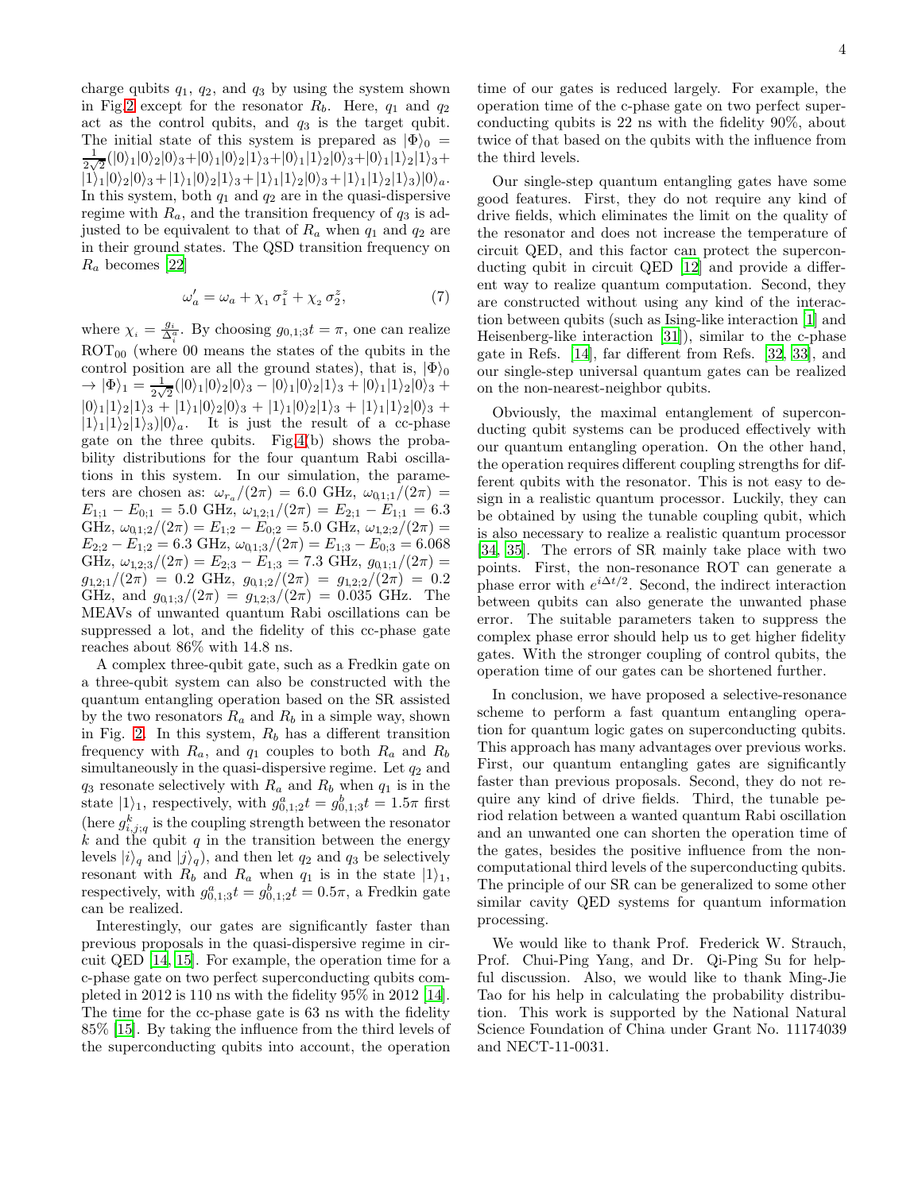charge qubits $q_1$, $q_2$, and $q_3$ by using the system shown in Fig.2 except for the resonator $R_b$. Here, $q_1$ and $q_2$ act as the control qubits, and $q_3$ is the target qubit. The initial state of this system is prepared as $|\Phi\rangle_0 = \frac{1}{2\sqrt{2}}(|0\rangle_1|0\rangle_2|0\rangle_3+|0\rangle_1|0\rangle_2|1\rangle_3+|0\rangle_1|1\rangle_2|0\rangle_3+|0\rangle_1|1\rangle_2|1\rangle_3+|1\rangle_1|0\rangle_2|0\rangle_3+|1\rangle_1|0\rangle_2|1\rangle_3+|1\rangle_1|1\rangle_2|0\rangle_3+|1\rangle_1|1\rangle_2|1\rangle_3)|0\rangle_a$. In this system, both $q_1$ and $q_2$ are in the quasi-dispersive regime with $R_a$, and the transition frequency of $q_3$ is adjusted to be equivalent to that of $R_a$ when $q_1$ and $q_2$ are in their ground states. The QSD transition frequency on $R_a$ becomes [22]

$$\omega_a' = \omega_a + \chi_1\,\sigma_1^z + \chi_2\,\sigma_2^z, \tag{7}$$

where $\chi_i = \frac{g_i}{\Delta_i^a}$. By choosing $g_{0,1;3}t = \pi$, one can realize $\mathrm{ROT}_{00}$ (where 00 means the states of the qubits in the control position are all the ground states), that is, $|\Phi\rangle_0 \rightarrow |\Phi\rangle_1 = \frac{1}{2\sqrt{2}}(|0\rangle_1|0\rangle_2|0\rangle_3 - |0\rangle_1|0\rangle_2|1\rangle_3 + |0\rangle_1|1\rangle_2|0\rangle_3 + |0\rangle_1|1\rangle_2|1\rangle_3 + |1\rangle_1|0\rangle_2|0\rangle_3 + |1\rangle_1|0\rangle_2|1\rangle_3 + |1\rangle_1|1\rangle_2|0\rangle_3 + |1\rangle_1|1\rangle_2|1\rangle_3)|0\rangle_a$. It is just the result of a cc-phase gate on the three qubits. Fig.4(b) shows the probability distributions for the four quantum Rabi oscillations in this system. In our simulation, the parameters are chosen as: $\omega_{r_a}/(2\pi) = 6.0$ GHz, $\omega_{0,1;1}/(2\pi) = E_{1;1} - E_{0;1} = 5.0$ GHz, $\omega_{1,2;1}/(2\pi) = E_{2;1} - E_{1;1} = 6.3$ GHz, $\omega_{0,1;2}/(2\pi) = E_{1;2} - E_{0;2} = 5.0$ GHz, $\omega_{1,2;2}/(2\pi) = E_{2;2} - E_{1;2} = 6.3$ GHz, $\omega_{0,1;3}/(2\pi) = E_{1;3} - E_{0;3} = 6.068$ GHz, $\omega_{1,2;3}/(2\pi) = E_{2;3} - E_{1;3} = 7.3$ GHz, $g_{0,1;1}/(2\pi) = g_{1,2;1}/(2\pi) = 0.2$ GHz, $g_{0,1;2}/(2\pi) = g_{1,2;2}/(2\pi) = 0.2$ GHz, and $g_{0,1;3}/(2\pi) = g_{1,2;3}/(2\pi) = 0.035$ GHz. The MEAVs of unwanted quantum Rabi oscillations can be suppressed a lot, and the fidelity of this cc-phase gate reaches about 86% with 14.8 ns.

A complex three-qubit gate, such as a Fredkin gate on a three-qubit system can also be constructed with the quantum entangling operation based on the SR assisted by the two resonators $R_a$ and $R_b$ in a simple way, shown in Fig. 2. In this system, $R_b$ has a different transition frequency with $R_a$, and $q_1$ couples to both $R_a$ and $R_b$ simultaneously in the quasi-dispersive regime. Let $q_2$ and $q_3$ resonate selectively with $R_a$ and $R_b$ when $q_1$ is in the state $|1\rangle_1$, respectively, with $g^a_{0,1;2}t = g^b_{0,1;3}t = 1.5\pi$ first (here $g^k_{i,j;q}$ is the coupling strength between the resonator $k$ and the qubit $q$ in the transition between the energy levels $|i\rangle_q$ and $|j\rangle_q$), and then let $q_2$ and $q_3$ be selectively resonant with $R_b$ and $R_a$ when $q_1$ is in the state $|1\rangle_1$, respectively, with $g^a_{0,1;3}t = g^b_{0,1;2}t = 0.5\pi$, a Fredkin gate can be realized.

Interestingly, our gates are significantly faster than previous proposals in the quasi-dispersive regime in circuit QED [14, 15]. For example, the operation time for a c-phase gate on two perfect superconducting qubits completed in 2012 is 110 ns with the fidelity 95% in 2012 [14]. The time for the cc-phase gate is 63 ns with the fidelity 85% [15]. By taking the influence from the third levels of the superconducting qubits into account, the operation time of our gates is reduced largely. For example, the operation time of the c-phase gate on two perfect superconducting qubits is 22 ns with the fidelity 90%, about twice of that based on the qubits with the influence from the third levels.

Our single-step quantum entangling gates have some good features. First, they do not require any kind of drive fields, which eliminates the limit on the quality of the resonator and does not increase the temperature of circuit QED, and this factor can protect the superconducting qubit in circuit QED [12] and provide a different way to realize quantum computation. Second, they are constructed without using any kind of the interaction between qubits (such as Ising-like interaction [1] and Heisenberg-like interaction [31]), similar to the c-phase gate in Refs. [14], far different from Refs. [32, 33], and our single-step universal quantum gates can be realized on the non-nearest-neighbor qubits.

Obviously, the maximal entanglement of superconducting qubit systems can be produced effectively with our quantum entangling operation. On the other hand, the operation requires different coupling strengths for different qubits with the resonator. This is not easy to design in a realistic quantum processor. Luckily, they can be obtained by using the tunable coupling qubit, which is also necessary to realize a realistic quantum processor [34, 35]. The errors of SR mainly take place with two points. First, the non-resonance ROT can generate a phase error with $e^{i\Delta t/2}$. Second, the indirect interaction between qubits can also generate the unwanted phase error. The suitable parameters taken to suppress the complex phase error should help us to get higher fidelity gates. With the stronger coupling of control qubits, the operation time of our gates can be shortened further.

In conclusion, we have proposed a selective-resonance scheme to perform a fast quantum entangling operation for quantum logic gates on superconducting qubits. This approach has many advantages over previous works. First, our quantum entangling gates are significantly faster than previous proposals. Second, they do not require any kind of drive fields. Third, the tunable period relation between a wanted quantum Rabi oscillation and an unwanted one can shorten the operation time of the gates, besides the positive influence from the noncomputational third levels of the superconducting qubits. The principle of our SR can be generalized to some other similar cavity QED systems for quantum information processing.

We would like to thank Prof. Frederick W. Strauch, Prof. Chui-Ping Yang, and Dr. Qi-Ping Su for helpful discussion. Also, we would like to thank Ming-Jie Tao for his help in calculating the probability distribution. This work is supported by the National Natural Science Foundation of China under Grant No. 11174039 and NECT-11-0031.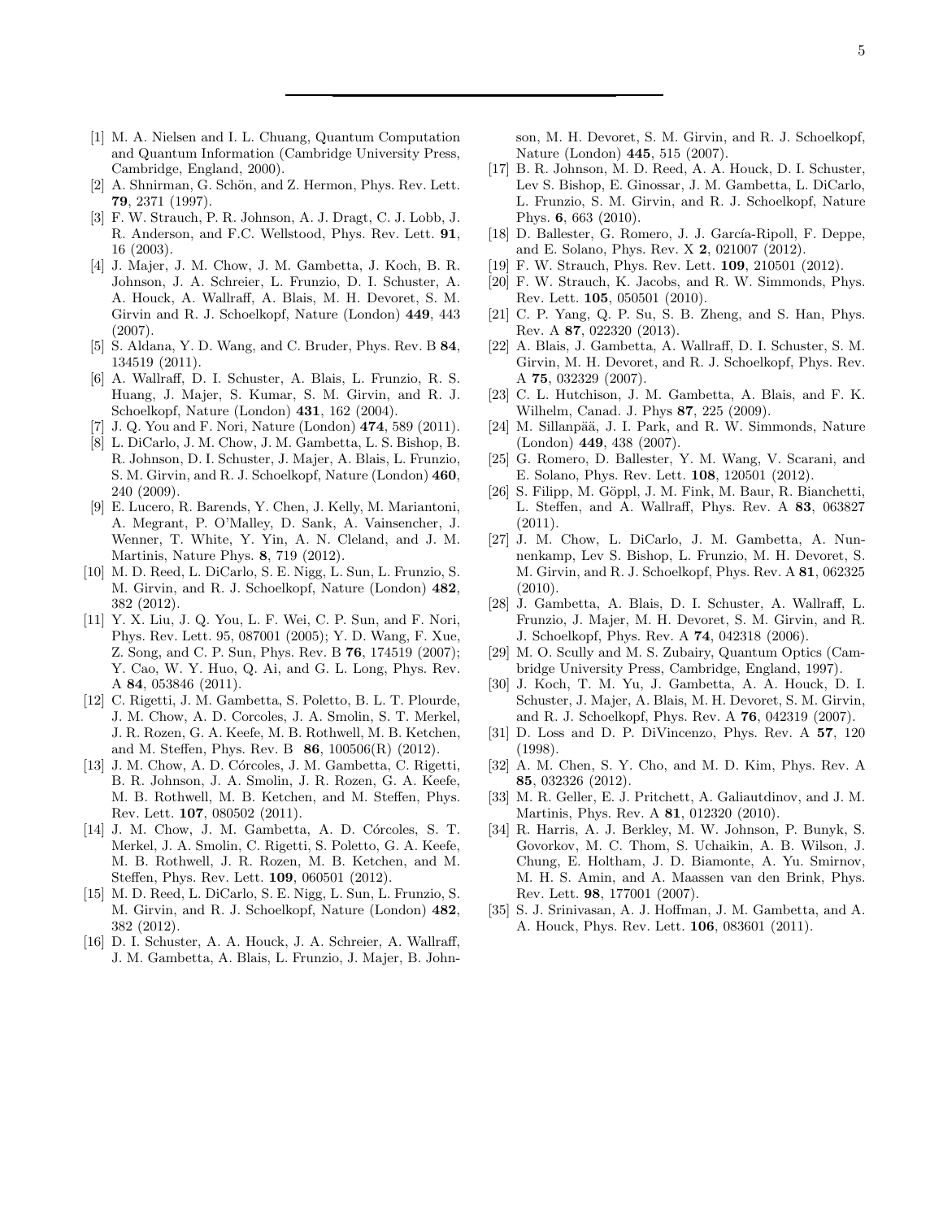[1] M. A. Nielsen and I. L. Chuang, Quantum Computation and Quantum Information (Cambridge University Press, Cambridge, England, 2000).

[2] A. Shnirman, G. Schön, and Z. Hermon, Phys. Rev. Lett. **79**, 2371 (1997).

[3] F. W. Strauch, P. R. Johnson, A. J. Dragt, C. J. Lobb, J. R. Anderson, and F.C. Wellstood, Phys. Rev. Lett. **91**, 16 (2003).

[4] J. Majer, J. M. Chow, J. M. Gambetta, J. Koch, B. R. Johnson, J. A. Schreier, L. Frunzio, D. I. Schuster, A. A. Houck, A. Wallraff, A. Blais, M. H. Devoret, S. M. Girvin and R. J. Schoelkopf, Nature (London) **449**, 443 (2007).

[5] S. Aldana, Y. D. Wang, and C. Bruder, Phys. Rev. B **84**, 134519 (2011).

[6] A. Wallraff, D. I. Schuster, A. Blais, L. Frunzio, R. S. Huang, J. Majer, S. Kumar, S. M. Girvin, and R. J. Schoelkopf, Nature (London) **431**, 162 (2004).

[7] J. Q. You and F. Nori, Nature (London) **474**, 589 (2011).

[8] L. DiCarlo, J. M. Chow, J. M. Gambetta, L. S. Bishop, B. R. Johnson, D. I. Schuster, J. Majer, A. Blais, L. Frunzio, S. M. Girvin, and R. J. Schoelkopf, Nature (London) **460**, 240 (2009).

[9] E. Lucero, R. Barends, Y. Chen, J. Kelly, M. Mariantoni, A. Megrant, P. O'Malley, D. Sank, A. Vainsencher, J. Wenner, T. White, Y. Yin, A. N. Cleland, and J. M. Martinis, Nature Phys. **8**, 719 (2012).

[10] M. D. Reed, L. DiCarlo, S. E. Nigg, L. Sun, L. Frunzio, S. M. Girvin, and R. J. Schoelkopf, Nature (London) **482**, 382 (2012).

[11] Y. X. Liu, J. Q. You, L. F. Wei, C. P. Sun, and F. Nori, Phys. Rev. Lett. 95, 087001 (2005); Y. D. Wang, F. Xue, Z. Song, and C. P. Sun, Phys. Rev. B **76**, 174519 (2007); Y. Cao, W. Y. Huo, Q. Ai, and G. L. Long, Phys. Rev. A **84**, 053846 (2011).

[12] C. Rigetti, J. M. Gambetta, S. Poletto, B. L. T. Plourde, J. M. Chow, A. D. Corcoles, J. A. Smolin, S. T. Merkel, J. R. Rozen, G. A. Keefe, M. B. Rothwell, M. B. Ketchen, and M. Steffen, Phys. Rev. B **86**, 100506(R) (2012).

[13] J. M. Chow, A. D. Córcoles, J. M. Gambetta, C. Rigetti, B. R. Johnson, J. A. Smolin, J. R. Rozen, G. A. Keefe, M. B. Rothwell, M. B. Ketchen, and M. Steffen, Phys. Rev. Lett. **107**, 080502 (2011).

[14] J. M. Chow, J. M. Gambetta, A. D. Córcoles, S. T. Merkel, J. A. Smolin, C. Rigetti, S. Poletto, G. A. Keefe, M. B. Rothwell, J. R. Rozen, M. B. Ketchen, and M. Steffen, Phys. Rev. Lett. **109**, 060501 (2012).

[15] M. D. Reed, L. DiCarlo, S. E. Nigg, L. Sun, L. Frunzio, S. M. Girvin, and R. J. Schoelkopf, Nature (London) **482**, 382 (2012).

[16] D. I. Schuster, A. A. Houck, J. A. Schreier, A. Wallraff, J. M. Gambetta, A. Blais, L. Frunzio, J. Majer, B. Johnson, M. H. Devoret, S. M. Girvin, and R. J. Schoelkopf, Nature (London) **445**, 515 (2007).

[17] B. R. Johnson, M. D. Reed, A. A. Houck, D. I. Schuster, Lev S. Bishop, E. Ginossar, J. M. Gambetta, L. DiCarlo, L. Frunzio, S. M. Girvin, and R. J. Schoelkopf, Nature Phys. **6**, 663 (2010).

[18] D. Ballester, G. Romero, J. J. García-Ripoll, F. Deppe, and E. Solano, Phys. Rev. X **2**, 021007 (2012).

[19] F. W. Strauch, Phys. Rev. Lett. **109**, 210501 (2012).

[20] F. W. Strauch, K. Jacobs, and R. W. Simmonds, Phys. Rev. Lett. **105**, 050501 (2010).

[21] C. P. Yang, Q. P. Su, S. B. Zheng, and S. Han, Phys. Rev. A **87**, 022320 (2013).

[22] A. Blais, J. Gambetta, A. Wallraff, D. I. Schuster, S. M. Girvin, M. H. Devoret, and R. J. Schoelkopf, Phys. Rev. A **75**, 032329 (2007).

[23] C. L. Hutchison, J. M. Gambetta, A. Blais, and F. K. Wilhelm, Canad. J. Phys **87**, 225 (2009).

[24] M. Sillanpää, J. I. Park, and R. W. Simmonds, Nature (London) **449**, 438 (2007).

[25] G. Romero, D. Ballester, Y. M. Wang, V. Scarani, and E. Solano, Phys. Rev. Lett. **108**, 120501 (2012).

[26] S. Filipp, M. Göppl, J. M. Fink, M. Baur, R. Bianchetti, L. Steffen, and A. Wallraff, Phys. Rev. A **83**, 063827 (2011).

[27] J. M. Chow, L. DiCarlo, J. M. Gambetta, A. Nunnenkamp, Lev S. Bishop, L. Frunzio, M. H. Devoret, S. M. Girvin, and R. J. Schoelkopf, Phys. Rev. A **81**, 062325 (2010).

[28] J. Gambetta, A. Blais, D. I. Schuster, A. Wallraff, L. Frunzio, J. Majer, M. H. Devoret, S. M. Girvin, and R. J. Schoelkopf, Phys. Rev. A **74**, 042318 (2006).

[29] M. O. Scully and M. S. Zubairy, Quantum Optics (Cambridge University Press, Cambridge, England, 1997).

[30] J. Koch, T. M. Yu, J. Gambetta, A. A. Houck, D. I. Schuster, J. Majer, A. Blais, M. H. Devoret, S. M. Girvin, and R. J. Schoelkopf, Phys. Rev. A **76**, 042319 (2007).

[31] D. Loss and D. P. DiVincenzo, Phys. Rev. A **57**, 120 (1998).

[32] A. M. Chen, S. Y. Cho, and M. D. Kim, Phys. Rev. A **85**, 032326 (2012).

[33] M. R. Geller, E. J. Pritchett, A. Galiautdinov, and J. M. Martinis, Phys. Rev. A **81**, 012320 (2010).

[34] R. Harris, A. J. Berkley, M. W. Johnson, P. Bunyk, S. Govorkov, M. C. Thom, S. Uchaikin, A. B. Wilson, J. Chung, E. Holtham, J. D. Biamonte, A. Yu. Smirnov, M. H. S. Amin, and A. Maassen van den Brink, Phys. Rev. Lett. **98**, 177001 (2007).

[35] S. J. Srinivasan, A. J. Hoffman, J. M. Gambetta, and A. A. Houck, Phys. Rev. Lett. **106**, 083601 (2011).